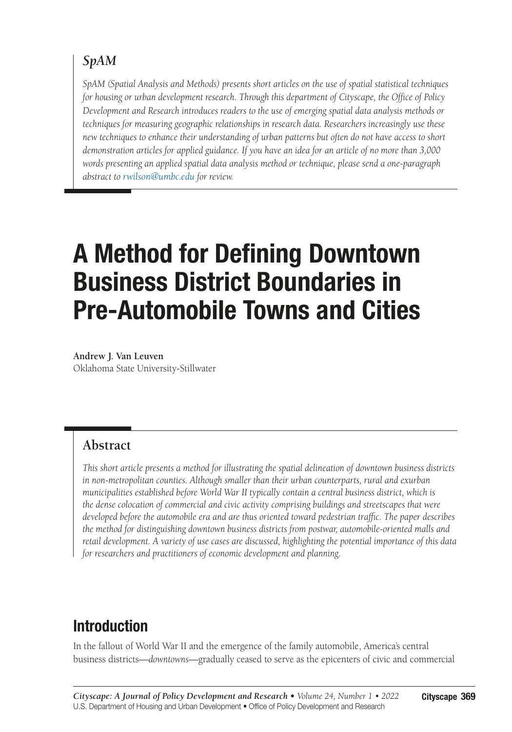## *SpAM*

*SpAM (Spatial Analysis and Methods) presents short articles on the use of spatial statistical techniques for housing or urban development research. Through this department of Cityscape, the Office of Policy Development and Research introduces readers to the use of emerging spatial data analysis methods or techniques for measuring geographic relationships in research data. Researchers increasingly use these new techniques to enhance their understanding of urban patterns but often do not have access to short demonstration articles for applied guidance. If you have an idea for an article of no more than 3,000 words presenting an applied spatial data analysis method or technique, please send a one-paragraph abstract to rwilson@umbc.edu for review.*

# A Method for Defining Downtown Business District Boundaries in Pre-Automobile Towns and Cities

**Andrew J. Van Leuven**
Oklahoma State University-Stillwater

## Abstract

*This short article presents a method for illustrating the spatial delineation of downtown business districts in non-metropolitan counties. Although smaller than their urban counterparts, rural and exurban municipalities established before World War II typically contain a central business district, which is the dense colocation of commercial and civic activity comprising buildings and streetscapes that were developed before the automobile era and are thus oriented toward pedestrian traffic. The paper describes the method for distinguishing downtown business districts from postwar, automobile-oriented malls and retail development. A variety of use cases are discussed, highlighting the potential importance of this data for researchers and practitioners of economic development and planning.*

## Introduction

In the fallout of World War II and the emergence of the family automobile, America's central business districts—*downtowns*—gradually ceased to serve as the epicenters of civic and commercial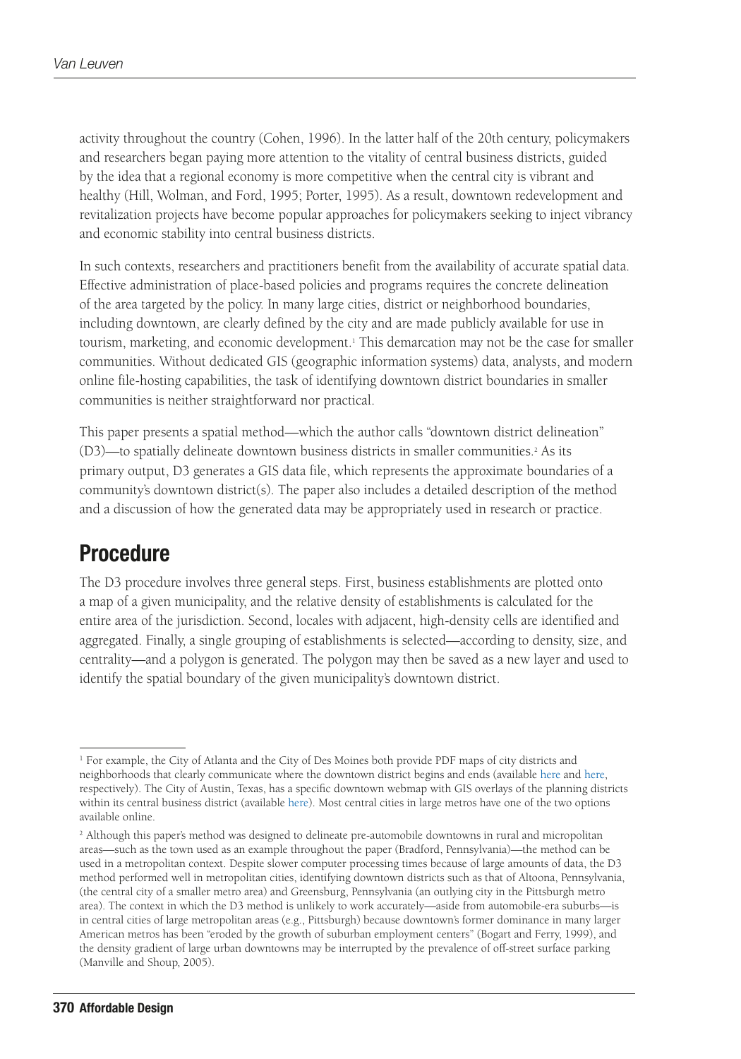activity throughout the country (Cohen, 1996). In the latter half of the 20th century, policymakers and researchers began paying more attention to the vitality of central business districts, guided by the idea that a regional economy is more competitive when the central city is vibrant and healthy (Hill, Wolman, and Ford, 1995; Porter, 1995). As a result, downtown redevelopment and revitalization projects have become popular approaches for policymakers seeking to inject vibrancy and economic stability into central business districts.

In such contexts, researchers and practitioners benefit from the availability of accurate spatial data. Effective administration of place-based policies and programs requires the concrete delineation of the area targeted by the policy. In many large cities, district or neighborhood boundaries, including downtown, are clearly defined by the city and are made publicly available for use in tourism, marketing, and economic development.[1] This demarcation may not be the case for smaller communities. Without dedicated GIS (geographic information systems) data, analysts, and modern online file-hosting capabilities, the task of identifying downtown district boundaries in smaller communities is neither straightforward nor practical.

This paper presents a spatial method—which the author calls "downtown district delineation" (D3)—to spatially delineate downtown business districts in smaller communities.[2] As its primary output, D3 generates a GIS data file, which represents the approximate boundaries of a community's downtown district(s). The paper also includes a detailed description of the method and a discussion of how the generated data may be appropriately used in research or practice.

## Procedure

The D3 procedure involves three general steps. First, business establishments are plotted onto a map of a given municipality, and the relative density of establishments is calculated for the entire area of the jurisdiction. Second, locales with adjacent, high-density cells are identified and aggregated. Finally, a single grouping of establishments is selected—according to density, size, and centrality—and a polygon is generated. The polygon may then be saved as a new layer and used to identify the spatial boundary of the given municipality's downtown district.

---

[1] For example, the City of Atlanta and the City of Des Moines both provide PDF maps of city districts and neighborhoods that clearly communicate where the downtown district begins and ends (available here and here, respectively). The City of Austin, Texas, has a specific downtown webmap with GIS overlays of the planning districts within its central business district (available here). Most central cities in large metros have one of the two options available online.

[2] Although this paper's method was designed to delineate pre-automobile downtowns in rural and micropolitan areas—such as the town used as an example throughout the paper (Bradford, Pennsylvania)—the method can be used in a metropolitan context. Despite slower computer processing times because of large amounts of data, the D3 method performed well in metropolitan cities, identifying downtown districts such as that of Altoona, Pennsylvania, (the central city of a smaller metro area) and Greensburg, Pennsylvania (an outlying city in the Pittsburgh metro area). The context in which the D3 method is unlikely to work accurately—aside from automobile-era suburbs—is in central cities of large metropolitan areas (e.g., Pittsburgh) because downtown's former dominance in many larger American metros has been "eroded by the growth of suburban employment centers" (Bogart and Ferry, 1999), and the density gradient of large urban downtowns may be interrupted by the prevalence of off-street surface parking (Manville and Shoup, 2005).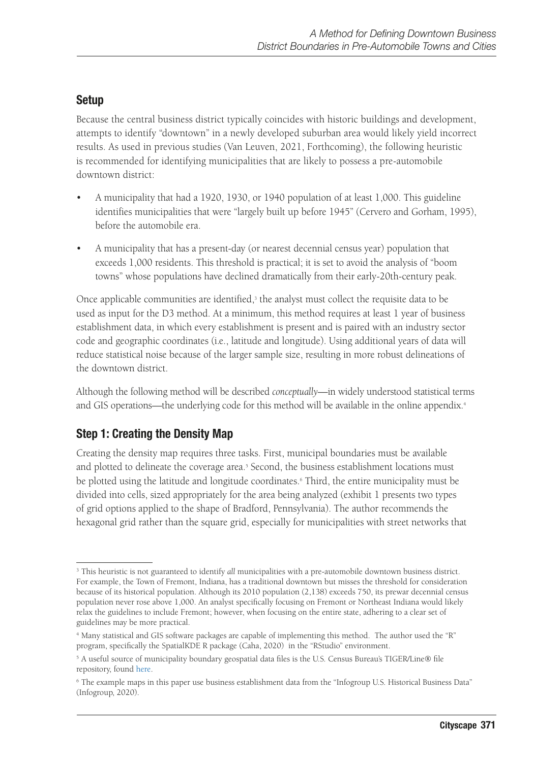## Setup

Because the central business district typically coincides with historic buildings and development, attempts to identify "downtown" in a newly developed suburban area would likely yield incorrect results. As used in previous studies (Van Leuven, 2021, Forthcoming), the following heuristic is recommended for identifying municipalities that are likely to possess a pre-automobile downtown district:

- A municipality that had a 1920, 1930, or 1940 population of at least 1,000. This guideline identifies municipalities that were "largely built up before 1945" (Cervero and Gorham, 1995), before the automobile era.
- A municipality that has a present-day (or nearest decennial census year) population that exceeds 1,000 residents. This threshold is practical; it is set to avoid the analysis of "boom towns" whose populations have declined dramatically from their early-20th-century peak.

Once applicable communities are identified,[3] the analyst must collect the requisite data to be used as input for the D3 method. At a minimum, this method requires at least 1 year of business establishment data, in which every establishment is present and is paired with an industry sector code and geographic coordinates (i.e., latitude and longitude). Using additional years of data will reduce statistical noise because of the larger sample size, resulting in more robust delineations of the downtown district.

Although the following method will be described *conceptually*—in widely understood statistical terms and GIS operations—the underlying code for this method will be available in the online appendix.[4]

## Step 1: Creating the Density Map

Creating the density map requires three tasks. First, municipal boundaries must be available and plotted to delineate the coverage area.[5] Second, the business establishment locations must be plotted using the latitude and longitude coordinates.[6] Third, the entire municipality must be divided into cells, sized appropriately for the area being analyzed (exhibit 1 presents two types of grid options applied to the shape of Bradford, Pennsylvania). The author recommends the hexagonal grid rather than the square grid, especially for municipalities with street networks that

---

[3] This heuristic is not guaranteed to identify *all* municipalities with a pre-automobile downtown business district. For example, the Town of Fremont, Indiana, has a traditional downtown but misses the threshold for consideration because of its historical population. Although its 2010 population (2,138) exceeds 750, its prewar decennial census population never rose above 1,000. An analyst specifically focusing on Fremont or Northeast Indiana would likely relax the guidelines to include Fremont; however, when focusing on the entire state, adhering to a clear set of guidelines may be more practical.

[4] Many statistical and GIS software packages are capable of implementing this method. The author used the "R" program, specifically the SpatialKDE R package (Caha, 2020) in the "RStudio" environment.

[5] A useful source of municipality boundary geospatial data files is the U.S. Census Bureau's TIGER/Line® file repository, found here.

[6] The example maps in this paper use business establishment data from the "Infogroup U.S. Historical Business Data" (Infogroup, 2020).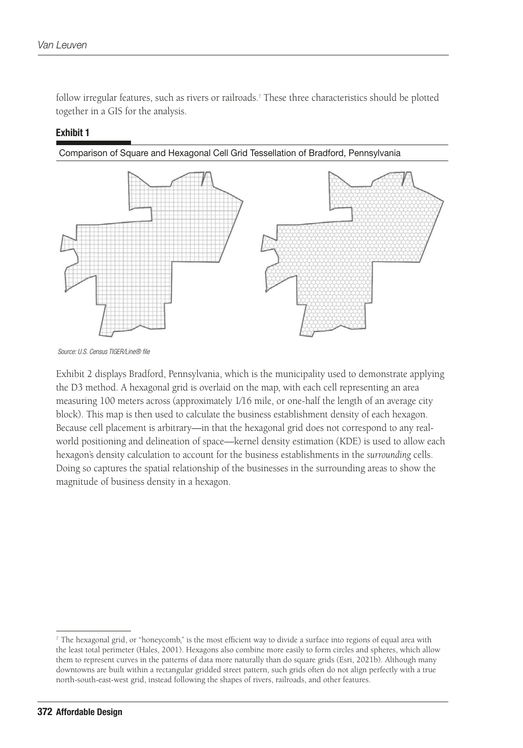follow irregular features, such as rivers or railroads.[7] These three characteristics should be plotted together in a GIS for the analysis.

**Exhibit 1**

Comparison of Square and Hexagonal Cell Grid Tessellation of Bradford, Pennsylvania

*Source: U.S. Census TIGER/Line® file*

Exhibit 2 displays Bradford, Pennsylvania, which is the municipality used to demonstrate applying the D3 method. A hexagonal grid is overlaid on the map, with each cell representing an area measuring 100 meters across (approximately 1/16 mile, or one-half the length of an average city block). This map is then used to calculate the business establishment density of each hexagon. Because cell placement is arbitrary—in that the hexagonal grid does not correspond to any real-world positioning and delineation of space—kernel density estimation (KDE) is used to allow each hexagon's density calculation to account for the business establishments in the *surrounding* cells. Doing so captures the spatial relationship of the businesses in the surrounding areas to show the magnitude of business density in a hexagon.

[7] The hexagonal grid, or "honeycomb," is the most efficient way to divide a surface into regions of equal area with the least total perimeter (Hales, 2001). Hexagons also combine more easily to form circles and spheres, which allow them to represent curves in the patterns of data more naturally than do square grids (Esri, 2021b). Although many downtowns are built within a rectangular gridded street pattern, such grids often do not align perfectly with a true north-south-east-west grid, instead following the shapes of rivers, railroads, and other features.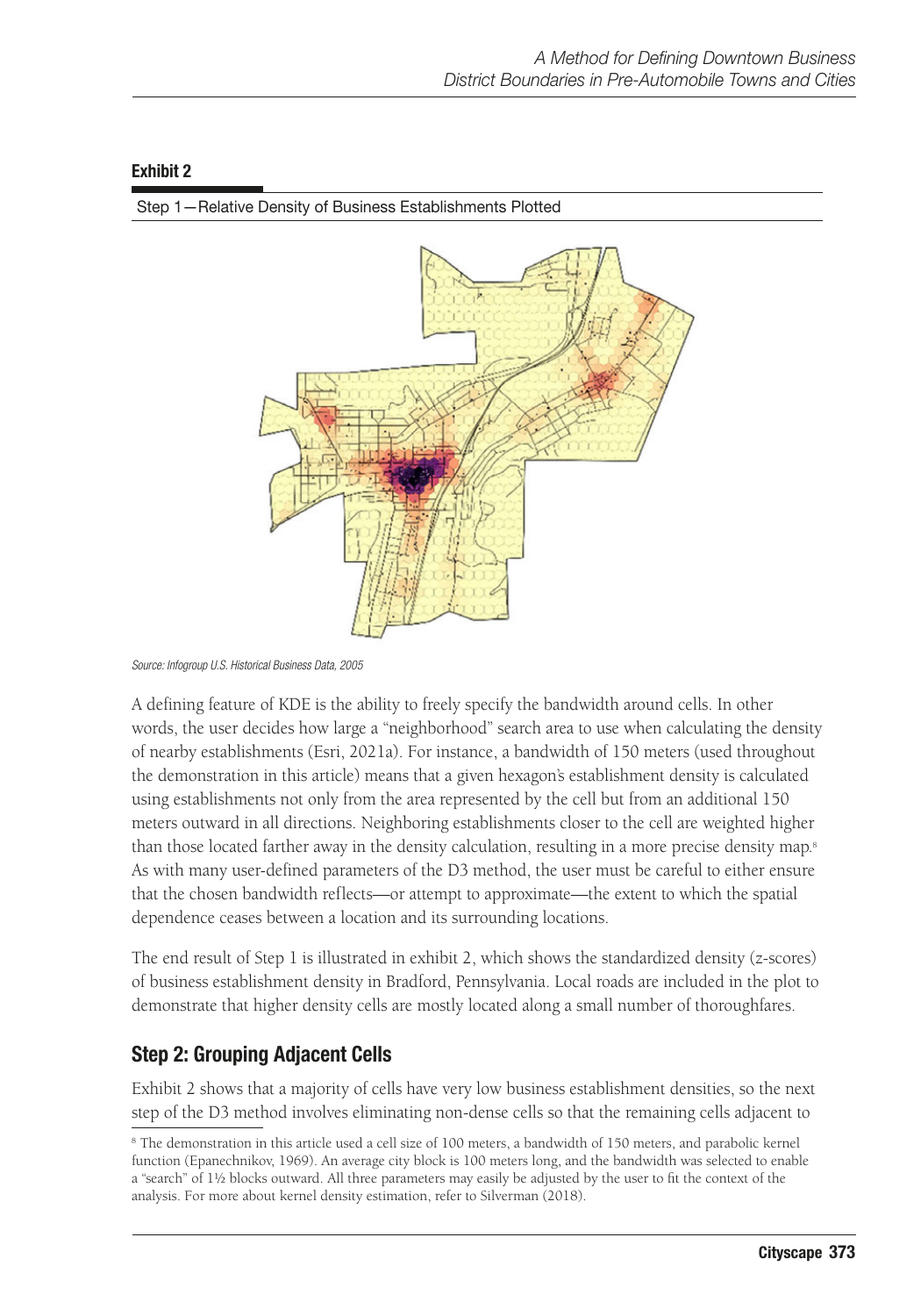**Exhibit 2**

Step 1—Relative Density of Business Establishments Plotted

*Source: Infogroup U.S. Historical Business Data, 2005*

A defining feature of KDE is the ability to freely specify the bandwidth around cells. In other words, the user decides how large a "neighborhood" search area to use when calculating the density of nearby establishments (Esri, 2021a). For instance, a bandwidth of 150 meters (used throughout the demonstration in this article) means that a given hexagon's establishment density is calculated using establishments not only from the area represented by the cell but from an additional 150 meters outward in all directions. Neighboring establishments closer to the cell are weighted higher than those located farther away in the density calculation, resulting in a more precise density map.[8] As with many user-defined parameters of the D3 method, the user must be careful to either ensure that the chosen bandwidth reflects—or attempt to approximate—the extent to which the spatial dependence ceases between a location and its surrounding locations.

The end result of Step 1 is illustrated in exhibit 2, which shows the standardized density (z-scores) of business establishment density in Bradford, Pennsylvania. Local roads are included in the plot to demonstrate that higher density cells are mostly located along a small number of thoroughfares.

## Step 2: Grouping Adjacent Cells

Exhibit 2 shows that a majority of cells have very low business establishment densities, so the next step of the D3 method involves eliminating non-dense cells so that the remaining cells adjacent to

[8] The demonstration in this article used a cell size of 100 meters, a bandwidth of 150 meters, and parabolic kernel function (Epanechnikov, 1969). An average city block is 100 meters long, and the bandwidth was selected to enable a "search" of 1½ blocks outward. All three parameters may easily be adjusted by the user to fit the context of the analysis. For more about kernel density estimation, refer to Silverman (2018).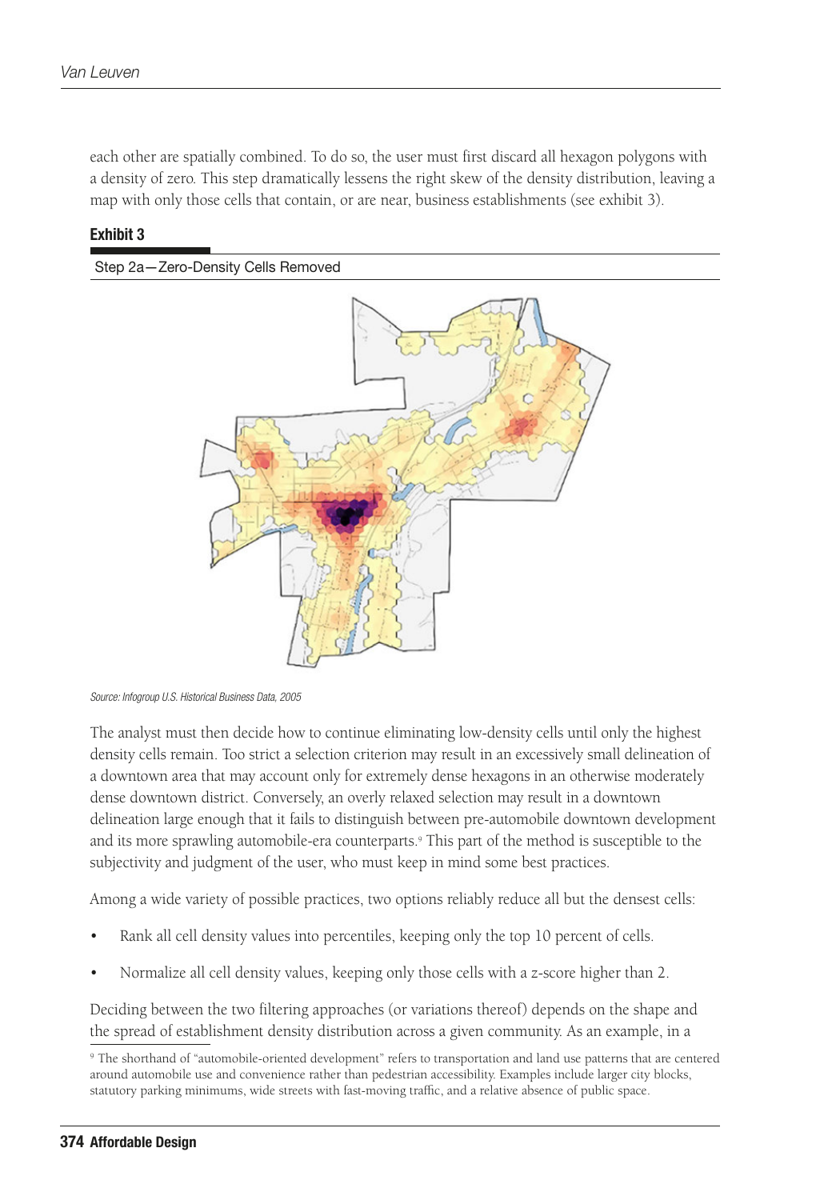each other are spatially combined. To do so, the user must first discard all hexagon polygons with a density of zero. This step dramatically lessens the right skew of the density distribution, leaving a map with only those cells that contain, or are near, business establishments (see exhibit 3).

**Exhibit 3**

Step 2a—Zero-Density Cells Removed

*Source: Infogroup U.S. Historical Business Data, 2005*

The analyst must then decide how to continue eliminating low-density cells until only the highest density cells remain. Too strict a selection criterion may result in an excessively small delineation of a downtown area that may account only for extremely dense hexagons in an otherwise moderately dense downtown district. Conversely, an overly relaxed selection may result in a downtown delineation large enough that it fails to distinguish between pre-automobile downtown development and its more sprawling automobile-era counterparts.[9] This part of the method is susceptible to the subjectivity and judgment of the user, who must keep in mind some best practices.

Among a wide variety of possible practices, two options reliably reduce all but the densest cells:

- Rank all cell density values into percentiles, keeping only the top 10 percent of cells.
- Normalize all cell density values, keeping only those cells with a z-score higher than 2.

Deciding between the two filtering approaches (or variations thereof) depends on the shape and the spread of establishment density distribution across a given community. As an example, in a

[9] The shorthand of "automobile-oriented development" refers to transportation and land use patterns that are centered around automobile use and convenience rather than pedestrian accessibility. Examples include larger city blocks, statutory parking minimums, wide streets with fast-moving traffic, and a relative absence of public space.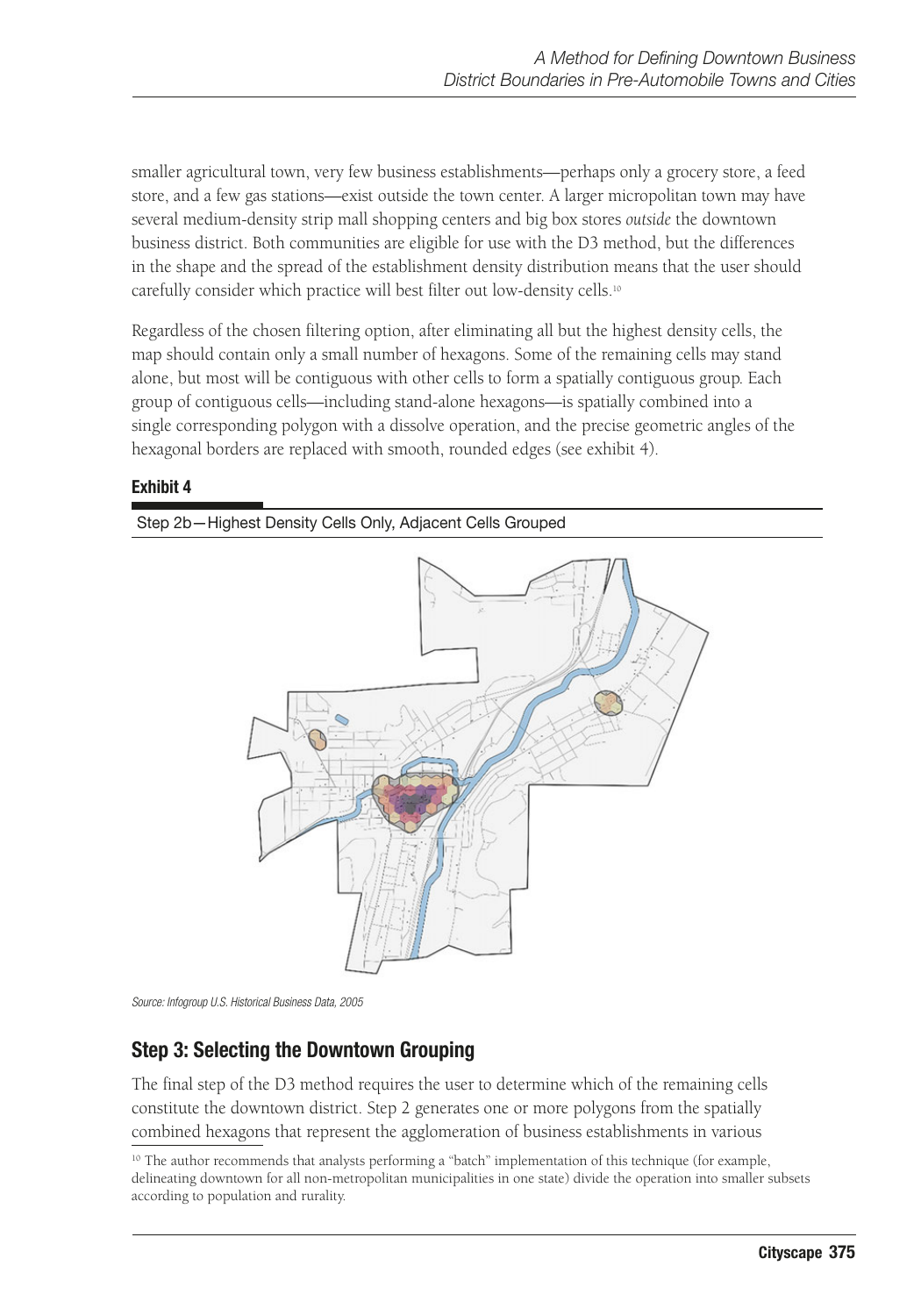smaller agricultural town, very few business establishments—perhaps only a grocery store, a feed store, and a few gas stations—exist outside the town center. A larger micropolitan town may have several medium-density strip mall shopping centers and big box stores *outside* the downtown business district. Both communities are eligible for use with the D3 method, but the differences in the shape and the spread of the establishment density distribution means that the user should carefully consider which practice will best filter out low-density cells.[10]

Regardless of the chosen filtering option, after eliminating all but the highest density cells, the map should contain only a small number of hexagons. Some of the remaining cells may stand alone, but most will be contiguous with other cells to form a spatially contiguous group. Each group of contiguous cells—including stand-alone hexagons—is spatially combined into a single corresponding polygon with a dissolve operation, and the precise geometric angles of the hexagonal borders are replaced with smooth, rounded edges (see exhibit 4).

**Exhibit 4**

Step 2b—Highest Density Cells Only, Adjacent Cells Grouped

*Source: Infogroup U.S. Historical Business Data, 2005*

## Step 3: Selecting the Downtown Grouping

The final step of the D3 method requires the user to determine which of the remaining cells constitute the downtown district. Step 2 generates one or more polygons from the spatially combined hexagons that represent the agglomeration of business establishments in various

[10] The author recommends that analysts performing a "batch" implementation of this technique (for example, delineating downtown for all non-metropolitan municipalities in one state) divide the operation into smaller subsets according to population and rurality.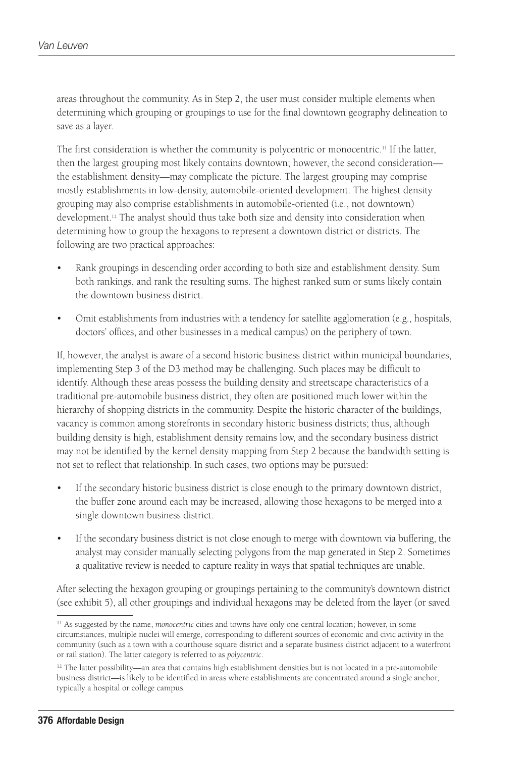areas throughout the community. As in Step 2, the user must consider multiple elements when determining which grouping or groupings to use for the final downtown geography delineation to save as a layer.

The first consideration is whether the community is polycentric or monocentric.[11] If the latter, then the largest grouping most likely contains downtown; however, the second consideration—the establishment density—may complicate the picture. The largest grouping may comprise mostly establishments in low-density, automobile-oriented development. The highest density grouping may also comprise establishments in automobile-oriented (i.e., not downtown) development.[12] The analyst should thus take both size and density into consideration when determining how to group the hexagons to represent a downtown district or districts. The following are two practical approaches:

- Rank groupings in descending order according to both size and establishment density. Sum both rankings, and rank the resulting sums. The highest ranked sum or sums likely contain the downtown business district.
- Omit establishments from industries with a tendency for satellite agglomeration (e.g., hospitals, doctors' offices, and other businesses in a medical campus) on the periphery of town.

If, however, the analyst is aware of a second historic business district within municipal boundaries, implementing Step 3 of the D3 method may be challenging. Such places may be difficult to identify. Although these areas possess the building density and streetscape characteristics of a traditional pre-automobile business district, they often are positioned much lower within the hierarchy of shopping districts in the community. Despite the historic character of the buildings, vacancy is common among storefronts in secondary historic business districts; thus, although building density is high, establishment density remains low, and the secondary business district may not be identified by the kernel density mapping from Step 2 because the bandwidth setting is not set to reflect that relationship. In such cases, two options may be pursued:

- If the secondary historic business district is close enough to the primary downtown district, the buffer zone around each may be increased, allowing those hexagons to be merged into a single downtown business district.
- If the secondary business district is not close enough to merge with downtown via buffering, the analyst may consider manually selecting polygons from the map generated in Step 2. Sometimes a qualitative review is needed to capture reality in ways that spatial techniques are unable.

After selecting the hexagon grouping or groupings pertaining to the community's downtown district (see exhibit 5), all other groupings and individual hexagons may be deleted from the layer (or saved

[11] As suggested by the name, *monocentric* cities and towns have only one central location; however, in some circumstances, multiple nuclei will emerge, corresponding to different sources of economic and civic activity in the community (such as a town with a courthouse square district and a separate business district adjacent to a waterfront or rail station). The latter category is referred to as *polycentric*.

[12] The latter possibility—an area that contains high establishment densities but is not located in a pre-automobile business district—is likely to be identified in areas where establishments are concentrated around a single anchor, typically a hospital or college campus.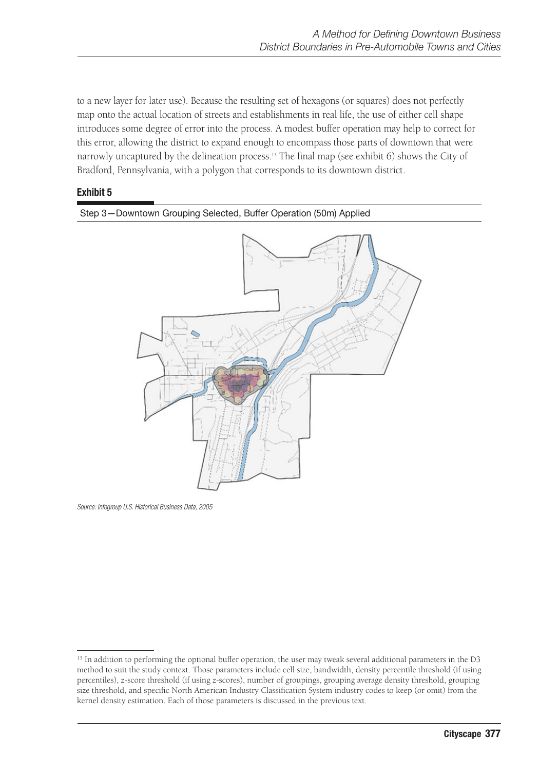to a new layer for later use). Because the resulting set of hexagons (or squares) does not perfectly map onto the actual location of streets and establishments in real life, the use of either cell shape introduces some degree of error into the process. A modest buffer operation may help to correct for this error, allowing the district to expand enough to encompass those parts of downtown that were narrowly uncaptured by the delineation process.[13] The final map (see exhibit 6) shows the City of Bradford, Pennsylvania, with a polygon that corresponds to its downtown district.

**Exhibit 5**

Step 3—Downtown Grouping Selected, Buffer Operation (50m) Applied

*Source: Infogroup U.S. Historical Business Data, 2005*

[13] In addition to performing the optional buffer operation, the user may tweak several additional parameters in the D3 method to suit the study context. Those parameters include cell size, bandwidth, density percentile threshold (if using percentiles), z-score threshold (if using z-scores), number of groupings, grouping average density threshold, grouping size threshold, and specific North American Industry Classification System industry codes to keep (or omit) from the kernel density estimation. Each of those parameters is discussed in the previous text.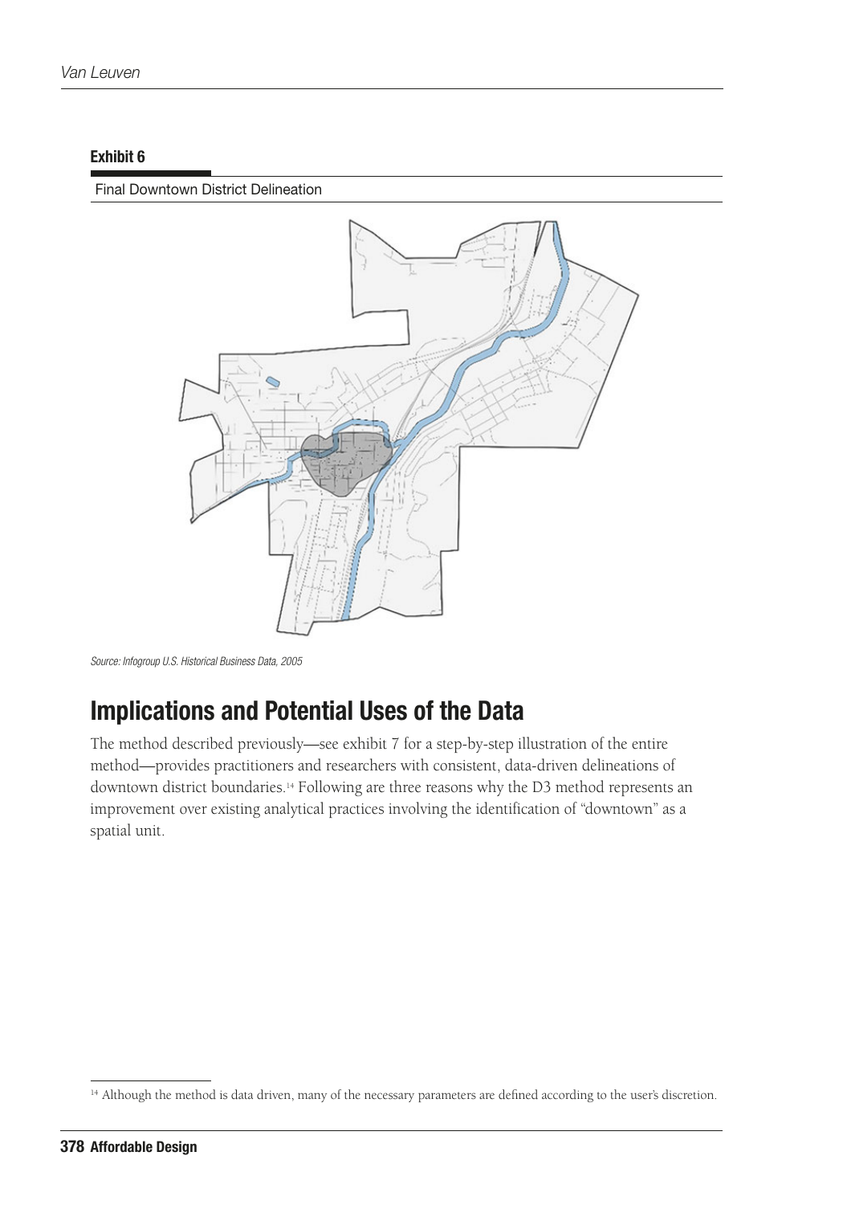**Exhibit 6**

Final Downtown District Delineation

*Source: Infogroup U.S. Historical Business Data, 2005*

## Implications and Potential Uses of the Data

The method described previously—see exhibit 7 for a step-by-step illustration of the entire method—provides practitioners and researchers with consistent, data-driven delineations of downtown district boundaries.[14] Following are three reasons why the D3 method represents an improvement over existing analytical practices involving the identification of "downtown" as a spatial unit.

[14] Although the method is data driven, many of the necessary parameters are defined according to the user's discretion.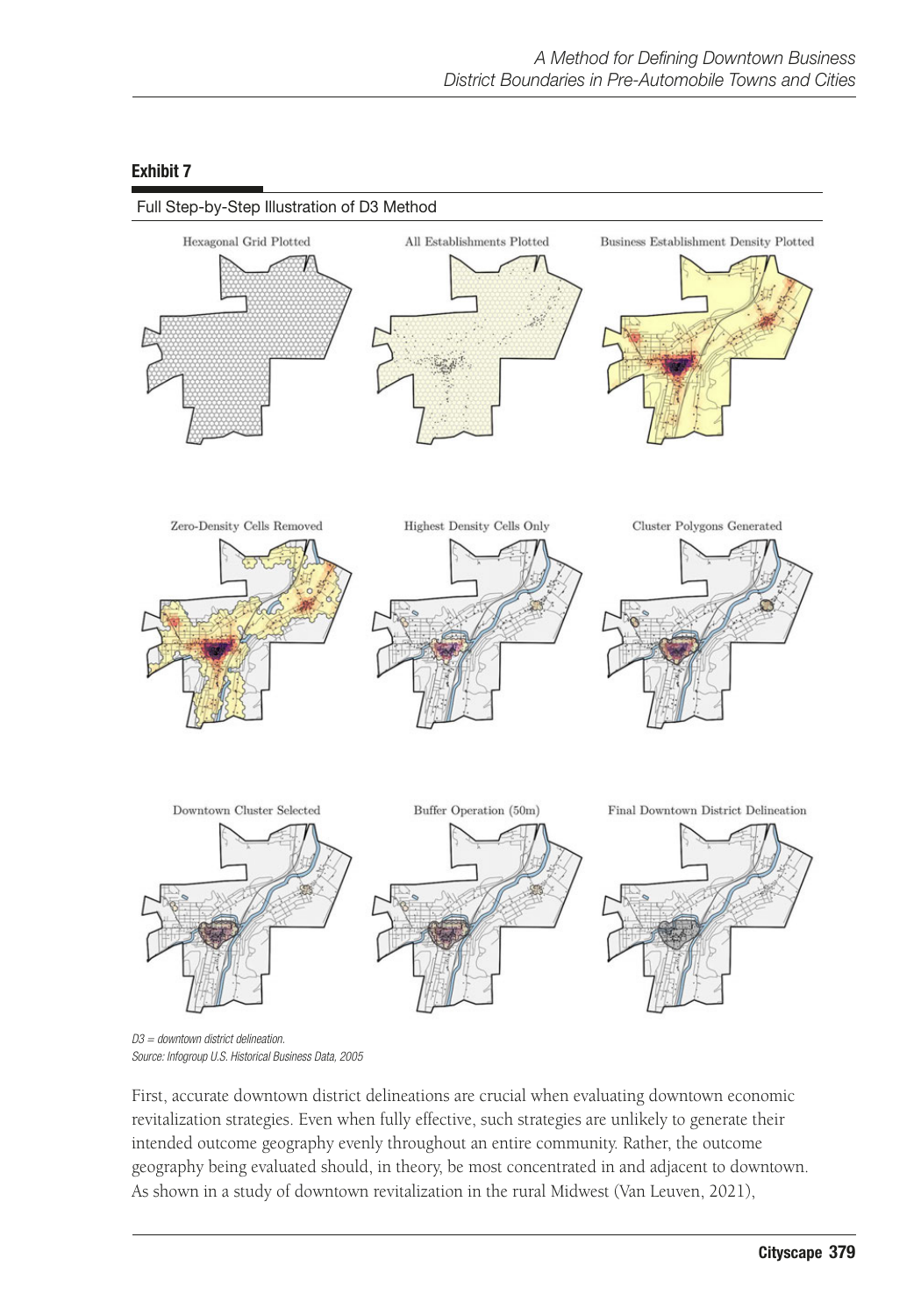**Exhibit 7**

Full Step-by-Step Illustration of D3 Method

Hexagonal Grid Plotted | All Establishments Plotted | Business Establishment Density Plotted

Zero-Density Cells Removed | Highest Density Cells Only | Cluster Polygons Generated

Downtown Cluster Selected | Buffer Operation (50m) | Final Downtown District Delineation

*D3 = downtown district delineation.*
*Source: Infogroup U.S. Historical Business Data, 2005*

First, accurate downtown district delineations are crucial when evaluating downtown economic revitalization strategies. Even when fully effective, such strategies are unlikely to generate their intended outcome geography evenly throughout an entire community. Rather, the outcome geography being evaluated should, in theory, be most concentrated in and adjacent to downtown. As shown in a study of downtown revitalization in the rural Midwest (Van Leuven, 2021),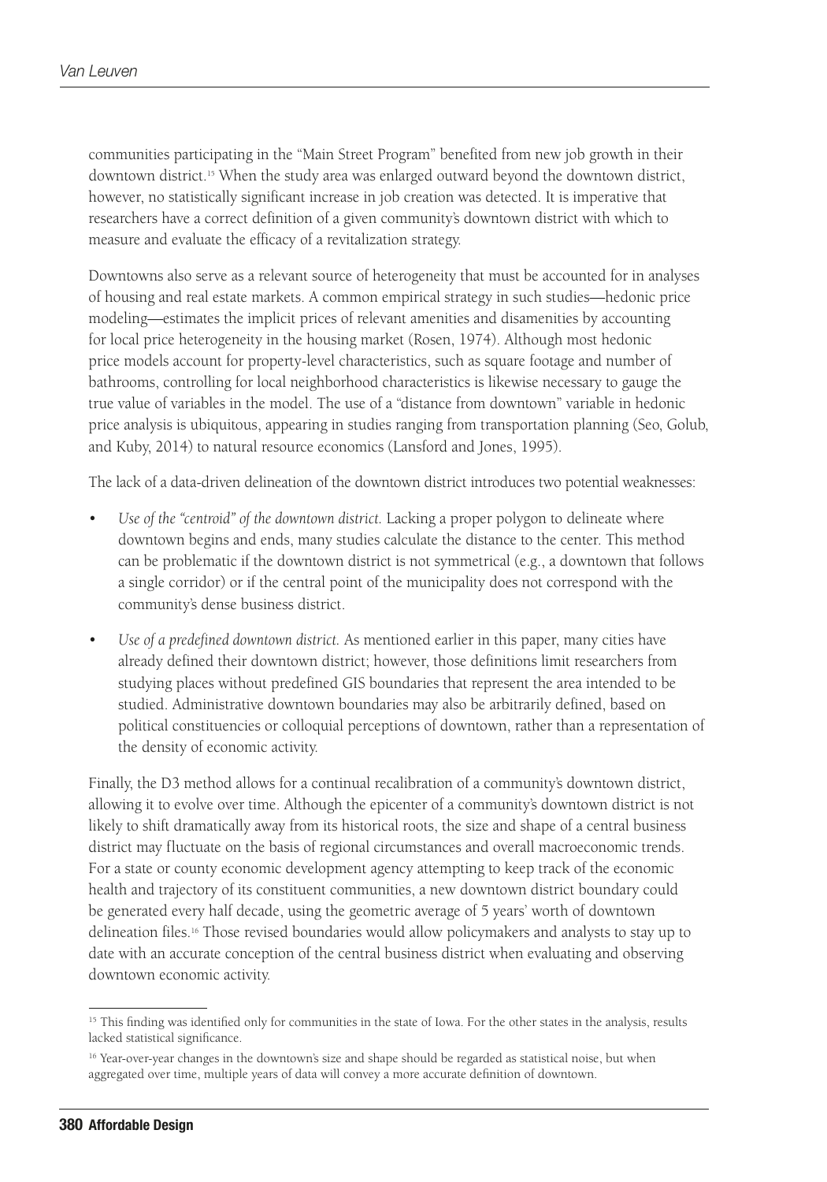communities participating in the "Main Street Program" benefited from new job growth in their downtown district.[15] When the study area was enlarged outward beyond the downtown district, however, no statistically significant increase in job creation was detected. It is imperative that researchers have a correct definition of a given community's downtown district with which to measure and evaluate the efficacy of a revitalization strategy.

Downtowns also serve as a relevant source of heterogeneity that must be accounted for in analyses of housing and real estate markets. A common empirical strategy in such studies—hedonic price modeling—estimates the implicit prices of relevant amenities and disamenities by accounting for local price heterogeneity in the housing market (Rosen, 1974). Although most hedonic price models account for property-level characteristics, such as square footage and number of bathrooms, controlling for local neighborhood characteristics is likewise necessary to gauge the true value of variables in the model. The use of a "distance from downtown" variable in hedonic price analysis is ubiquitous, appearing in studies ranging from transportation planning (Seo, Golub, and Kuby, 2014) to natural resource economics (Lansford and Jones, 1995).

The lack of a data-driven delineation of the downtown district introduces two potential weaknesses:

- *Use of the "centroid" of the downtown district.* Lacking a proper polygon to delineate where downtown begins and ends, many studies calculate the distance to the center. This method can be problematic if the downtown district is not symmetrical (e.g., a downtown that follows a single corridor) or if the central point of the municipality does not correspond with the community's dense business district.
- *Use of a predefined downtown district.* As mentioned earlier in this paper, many cities have already defined their downtown district; however, those definitions limit researchers from studying places without predefined GIS boundaries that represent the area intended to be studied. Administrative downtown boundaries may also be arbitrarily defined, based on political constituencies or colloquial perceptions of downtown, rather than a representation of the density of economic activity.

Finally, the D3 method allows for a continual recalibration of a community's downtown district, allowing it to evolve over time. Although the epicenter of a community's downtown district is not likely to shift dramatically away from its historical roots, the size and shape of a central business district may fluctuate on the basis of regional circumstances and overall macroeconomic trends. For a state or county economic development agency attempting to keep track of the economic health and trajectory of its constituent communities, a new downtown district boundary could be generated every half decade, using the geometric average of 5 years' worth of downtown delineation files.[16] Those revised boundaries would allow policymakers and analysts to stay up to date with an accurate conception of the central business district when evaluating and observing downtown economic activity.

[15] This finding was identified only for communities in the state of Iowa. For the other states in the analysis, results lacked statistical significance.

[16] Year-over-year changes in the downtown's size and shape should be regarded as statistical noise, but when aggregated over time, multiple years of data will convey a more accurate definition of downtown.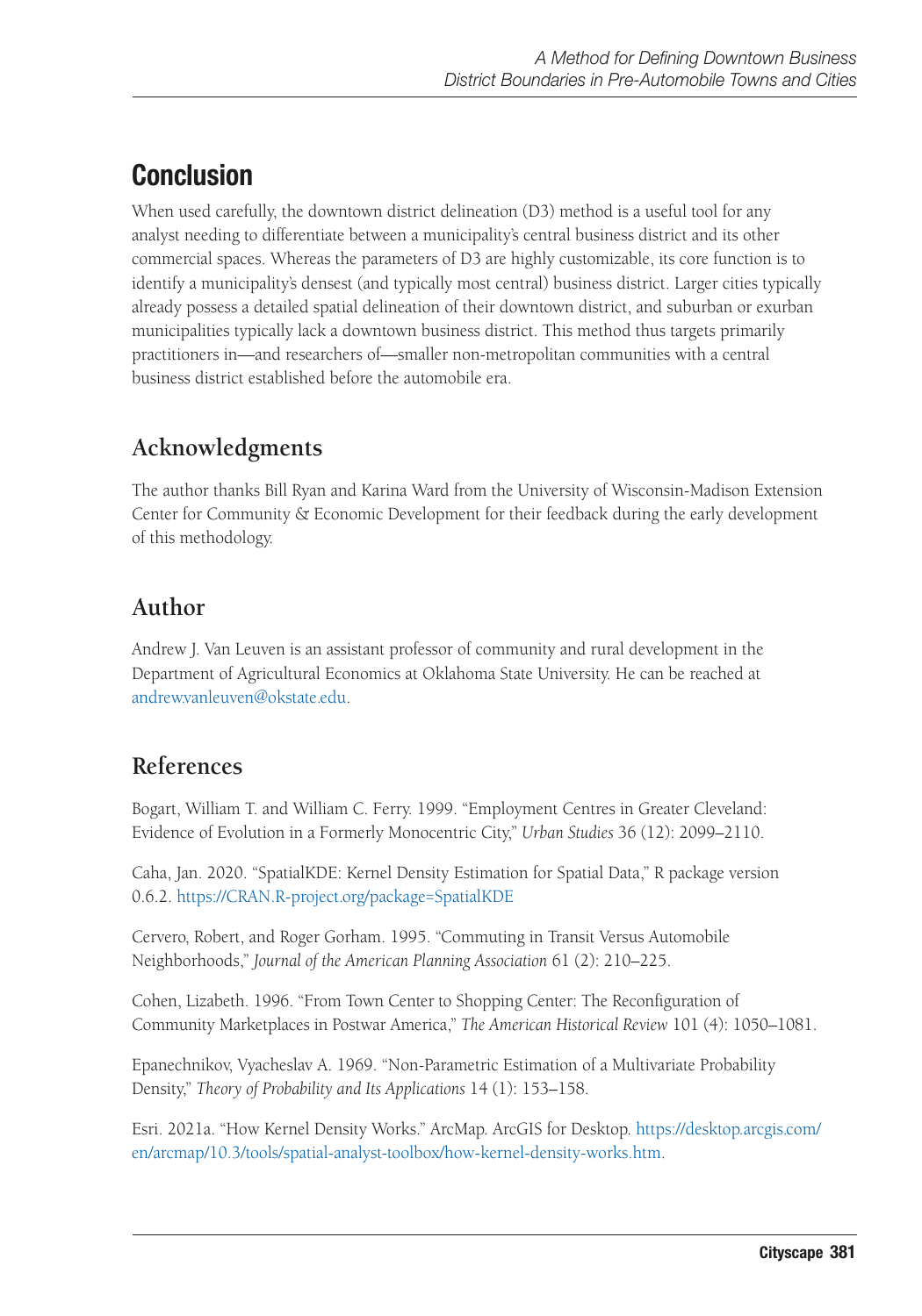## Conclusion

When used carefully, the downtown district delineation (D3) method is a useful tool for any analyst needing to differentiate between a municipality's central business district and its other commercial spaces. Whereas the parameters of D3 are highly customizable, its core function is to identify a municipality's densest (and typically most central) business district. Larger cities typically already possess a detailed spatial delineation of their downtown district, and suburban or exurban municipalities typically lack a downtown business district. This method thus targets primarily practitioners in—and researchers of—smaller non-metropolitan communities with a central business district established before the automobile era.

## Acknowledgments

The author thanks Bill Ryan and Karina Ward from the University of Wisconsin-Madison Extension Center for Community & Economic Development for their feedback during the early development of this methodology.

## Author

Andrew J. Van Leuven is an assistant professor of community and rural development in the Department of Agricultural Economics at Oklahoma State University. He can be reached at andrew.vanleuven@okstate.edu.

## References

Bogart, William T. and William C. Ferry. 1999. "Employment Centres in Greater Cleveland: Evidence of Evolution in a Formerly Monocentric City," *Urban Studies* 36 (12): 2099–2110.

Caha, Jan. 2020. "SpatialKDE: Kernel Density Estimation for Spatial Data," R package version 0.6.2. https://CRAN.R-project.org/package=SpatialKDE

Cervero, Robert, and Roger Gorham. 1995. "Commuting in Transit Versus Automobile Neighborhoods," *Journal of the American Planning Association* 61 (2): 210–225.

Cohen, Lizabeth. 1996. "From Town Center to Shopping Center: The Reconfiguration of Community Marketplaces in Postwar America," *The American Historical Review* 101 (4): 1050–1081.

Epanechnikov, Vyacheslav A. 1969. "Non-Parametric Estimation of a Multivariate Probability Density," *Theory of Probability and Its Applications* 14 (1): 153–158.

Esri. 2021a. "How Kernel Density Works." ArcMap. ArcGIS for Desktop. https://desktop.arcgis.com/en/arcmap/10.3/tools/spatial-analyst-toolbox/how-kernel-density-works.htm.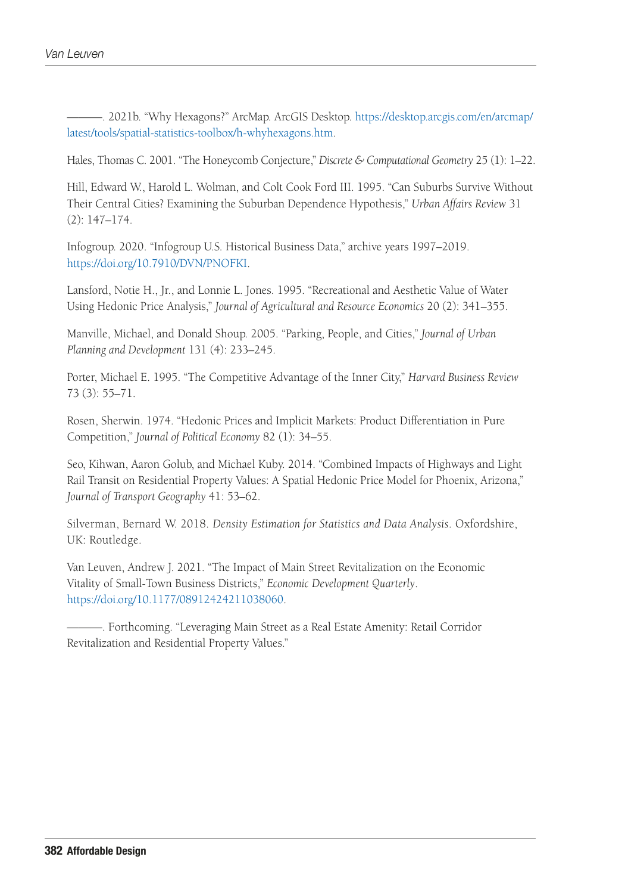———. 2021b. “Why Hexagons?” ArcMap. ArcGIS Desktop. https://desktop.arcgis.com/en/arcmap/latest/tools/spatial-statistics-toolbox/h-whyhexagons.htm.

Hales, Thomas C. 2001. “The Honeycomb Conjecture,” *Discrete & Computational Geometry* 25 (1): 1–22.

Hill, Edward W., Harold L. Wolman, and Colt Cook Ford III. 1995. “Can Suburbs Survive Without Their Central Cities? Examining the Suburban Dependence Hypothesis,” *Urban Affairs Review* 31 (2): 147–174.

Infogroup. 2020. “Infogroup U.S. Historical Business Data,” archive years 1997–2019. https://doi.org/10.7910/DVN/PNOFKI.

Lansford, Notie H., Jr., and Lonnie L. Jones. 1995. “Recreational and Aesthetic Value of Water Using Hedonic Price Analysis,” *Journal of Agricultural and Resource Economics* 20 (2): 341–355.

Manville, Michael, and Donald Shoup. 2005. “Parking, People, and Cities,” *Journal of Urban Planning and Development* 131 (4): 233–245.

Porter, Michael E. 1995. “The Competitive Advantage of the Inner City,” *Harvard Business Review* 73 (3): 55–71.

Rosen, Sherwin. 1974. “Hedonic Prices and Implicit Markets: Product Differentiation in Pure Competition,” *Journal of Political Economy* 82 (1): 34–55.

Seo, Kihwan, Aaron Golub, and Michael Kuby. 2014. “Combined Impacts of Highways and Light Rail Transit on Residential Property Values: A Spatial Hedonic Price Model for Phoenix, Arizona,” *Journal of Transport Geography* 41: 53–62.

Silverman, Bernard W. 2018. *Density Estimation for Statistics and Data Analysis*. Oxfordshire, UK: Routledge.

Van Leuven, Andrew J. 2021. “The Impact of Main Street Revitalization on the Economic Vitality of Small-Town Business Districts,” *Economic Development Quarterly*. https://doi.org/10.1177/08912424211038060.

———. Forthcoming. “Leveraging Main Street as a Real Estate Amenity: Retail Corridor Revitalization and Residential Property Values.”